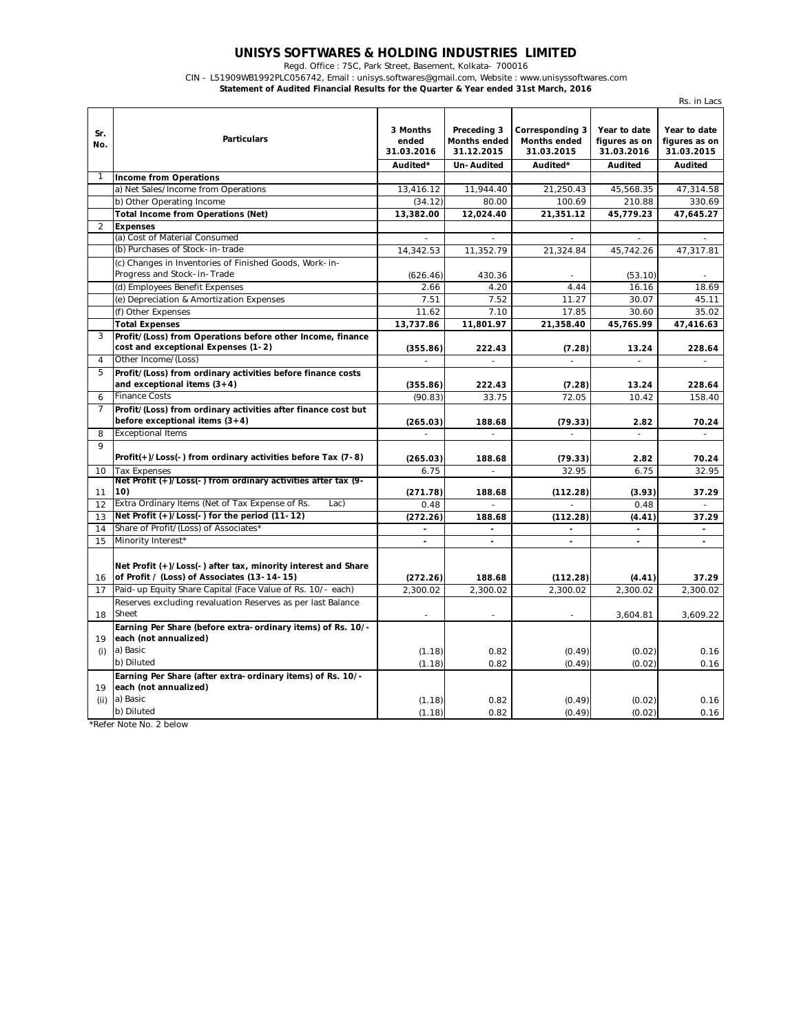# UNISYS SOFTWARES & HOLDING INDUSTRIES LIMITED

Regd. Office : 75C, Park Street, Basement, Kolkata- 700016

CIN - L51909WB1992PLC056742, Email : unisys.softwares@gmail.com, Website : www.unisyssoftwares.com

**Statement of Audited Financial Results for the Quarter & Year ended 31st March, 2016**

Rs. in Lacs

| Sr. No. | Particulars | 3 Months ended 31.03.2016 | Preceding 3 Months ended 31.12.2015 | Corresponding 3 Months ended 31.03.2015 | Year to date figures as on 31.03.2016 | Year to date figures as on 31.03.2015 |
|---|---|---|---|---|---|---|
| | | **Audited*** | **Un-Audited** | **Audited*** | **Audited** | **Audited** |
| 1 | **Income from Operations** | | | | | |
| | a) Net Sales/Income from Operations | 13,416.12 | 11,944.40 | 21,250.43 | 45,568.35 | 47,314.58 |
| | b) Other Operating Income | (34.12) | 80.00 | 100.69 | 210.88 | 330.69 |
| | **Total Income from Operations (Net)** | **13,382.00** | **12,024.40** | **21,351.12** | **45,779.23** | **47,645.27** |
| 2 | **Expenses** | | | | | |
| | (a) Cost of Material Consumed | - | - | - | - | - |
| | (b) Purchases of Stock-in-trade | 14,342.53 | 11,352.79 | 21,324.84 | 45,742.26 | 47,317.81 |
| | (c) Changes in Inventories of Finished Goods, Work-in-Progress and Stock-in-Trade | (626.46) | 430.36 | - | (53.10) | - |
| | (d) Employees Benefit Expenses | 2.66 | 4.20 | 4.44 | 16.16 | 18.69 |
| | (e) Depreciation & Amortization Expenses | 7.51 | 7.52 | 11.27 | 30.07 | 45.11 |
| | (f) Other Expenses | 11.62 | 7.10 | 17.85 | 30.60 | 35.02 |
| | **Total Expenses** | **13,737.86** | **11,801.97** | **21,358.40** | **45,765.99** | **47,416.63** |
| 3 | **Profit/(Loss) from Operations before other Income, finance cost and exceptional Expenses (1-2)** | **(355.86)** | **222.43** | **(7.28)** | **13.24** | **228.64** |
| 4 | Other Income/(Loss) | - | - | - | - | - |
| 5 | **Profit/(Loss) from ordinary activities before finance costs and exceptional items (3+4)** | **(355.86)** | **222.43** | **(7.28)** | **13.24** | **228.64** |
| 6 | Finance Costs | (90.83) | 33.75 | 72.05 | 10.42 | 158.40 |
| 7 | **Profit/(Loss) from ordinary activities after finance cost but before exceptional items (3+4)** | **(265.03)** | **188.68** | **(79.33)** | **2.82** | **70.24** |
| 8 | Exceptional Items | - | - | - | - | - |
| 9 | **Profit(+)/Loss(-) from ordinary activities before Tax (7-8)** | **(265.03)** | **188.68** | **(79.33)** | **2.82** | **70.24** |
| 10 | Tax Expenses | 6.75 | - | 32.95 | 6.75 | 32.95 |
| 11 | **Net Profit (+)/Loss(-) from ordinary activities after tax (9-10)** | **(271.78)** | **188.68** | **(112.28)** | **(3.93)** | **37.29** |
| 12 | Extra Ordinary Items (Net of Tax Expense of Rs. Lac) | 0.48 | - | - | 0.48 | - |
| 13 | **Net Profit (+)/Loss(-) for the period (11-12)** | **(272.26)** | **188.68** | **(112.28)** | **(4.41)** | **37.29** |
| 14 | Share of Profit/(Loss) of Associates* | - | - | - | - | - |
| 15 | Minority Interest* | - | - | - | - | - |
| 16 | **Net Profit (+)/Loss(-) after tax, minority interest and Share of Profit / (Loss) of Associates (13-14-15)** | **(272.26)** | **188.68** | **(112.28)** | **(4.41)** | **37.29** |
| 17 | Paid-up Equity Share Capital (Face Value of Rs. 10/- each) | 2,300.02 | 2,300.02 | 2,300.02 | 2,300.02 | 2,300.02 |
| 18 | Reserves excluding revaluation Reserves as per last Balance Sheet | - | - | - | 3,604.81 | 3,609.22 |
| 19 (i) | **Earning Per Share (before extra-ordinary items) of Rs. 10/- each (not annualized)** | | | | | |
| | a) Basic | (1.18) | 0.82 | (0.49) | (0.02) | 0.16 |
| | b) Diluted | (1.18) | 0.82 | (0.49) | (0.02) | 0.16 |
| 19 (ii) | **Earning Per Share (after extra-ordinary items) of Rs. 10/- each (not annualized)** | | | | | |
| | a) Basic | (1.18) | 0.82 | (0.49) | (0.02) | 0.16 |
| | b) Diluted | (1.18) | 0.82 | (0.49) | (0.02) | 0.16 |

*Refer Note No. 2 below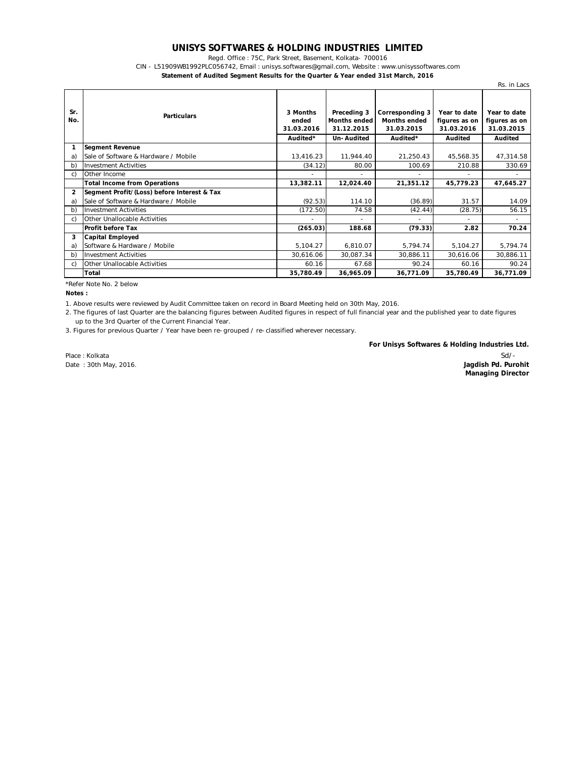# UNISYS SOFTWARES & HOLDING INDUSTRIES LIMITED

Regd. Office : 75C, Park Street, Basement, Kolkata- 700016

CIN - L51909WB1992PLC056742, Email : unisys.softwares@gmail.com, Website : www.unisyssoftwares.com

**Statement of Audited Segment Results for the Quarter & Year ended 31st March, 2016**

Rs. in Lacs

| Sr. No. | Particulars | 3 Months ended 31.03.2016 | Preceding 3 Months ended 31.12.2015 | Corresponding 3 Months ended 31.03.2015 | Year to date figures as on 31.03.2016 | Year to date figures as on 31.03.2015 |
|---|---|---|---|---|---|---|
| | | Audited* | Un-Audited | Audited* | Audited | Audited |
| 1 | **Segment Revenue** | | | | | |
| a) | Sale of Software & Hardware / Mobile | 13,416.23 | 11,944.40 | 21,250.43 | 45,568.35 | 47,314.58 |
| b) | Investment Activities | (34.12) | 80.00 | 100.69 | 210.88 | 330.69 |
| c) | Other Income | - | - | - | - | - |
| | **Total Income from Operations** | **13,382.11** | **12,024.40** | **21,351.12** | **45,779.23** | **47,645.27** |
| 2 | **Segment Profit/(Loss) before Interest & Tax** | | | | | |
| a) | Sale of Software & Hardware / Mobile | (92.53) | 114.10 | (36.89) | 31.57 | 14.09 |
| b) | Investment Activities | (172.50) | 74.58 | (42.44) | (28.75) | 56.15 |
| c) | Other Unallocable Activities | - | - | - | - | - |
| | **Profit before Tax** | **(265.03)** | **188.68** | **(79.33)** | **2.82** | **70.24** |
| 3 | **Capital Employed** | | | | | |
| a) | Software & Hardware / Mobile | 5,104.27 | 6,810.07 | 5,794.74 | 5,104.27 | 5,794.74 |
| b) | Investment Activities | 30,616.06 | 30,087.34 | 30,886.11 | 30,616.06 | 30,886.11 |
| c) | Other Unallocable Activities | 60.16 | 67.68 | 90.24 | 60.16 | 90.24 |
| | **Total** | **35,780.49** | **36,965.09** | **36,771.09** | **35,780.49** | **36,771.09** |

*Refer Note No. 2 below

**Notes :**

1. Above results were reviewed by Audit Committee taken on record in Board Meeting held on 30th May, 2016.
2. The figures of last Quarter are the balancing figures between Audited figures in respect of full financial year and the published year to date figures up to the 3rd Quarter of the Current Financial Year.
3. Figures for previous Quarter / Year have been re-grouped / re-classified wherever necessary.

**For Unisys Softwares & Holding Industries Ltd.**

Sd/-

**Jagdish Pd. Purohit**
**Managing Director**

Place : Kolkata
Date : 30th May, 2016.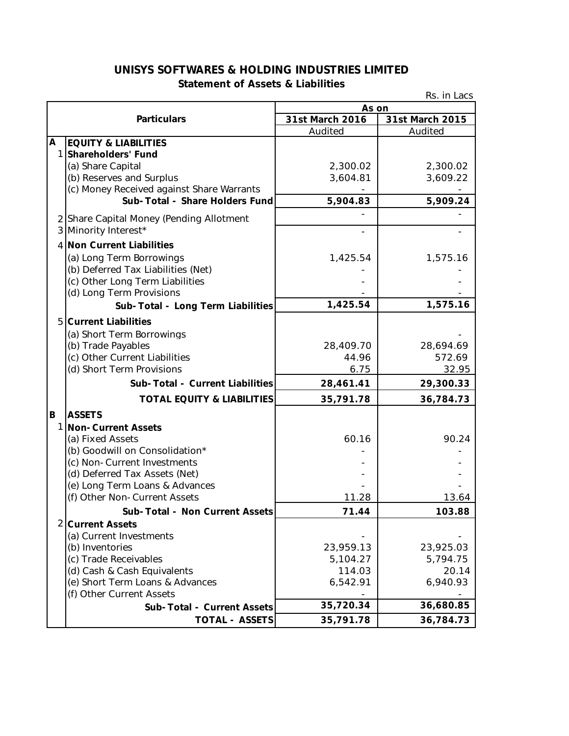# UNISYS SOFTWARES & HOLDING INDUSTRIES LIMITED

## Statement of Assets & Liabilities

Rs. in Lacs

| | Particulars | As on | |
|---|---|---|---|
| | | 31st March 2016 | 31st March 2015 |
| | | Audited | Audited |
| **A** | **EQUITY & LIABILITIES** | | |
| 1 | **Shareholders' Fund** | | |
| | (a) Share Capital | 2,300.02 | 2,300.02 |
| | (b) Reserves and Surplus | 3,604.81 | 3,609.22 |
| | (c) Money Received against Share Warrants | - | - |
| | **Sub-Total - Share Holders Fund** | **5,904.83** | **5,909.24** |
| 2 | Share Capital Money (Pending Allotment | - | - |
| 3 | Minority Interest* | - | - |
| 4 | **Non Current Liabilities** | | |
| | (a) Long Term Borrowings | 1,425.54 | 1,575.16 |
| | (b) Deferred Tax Liabilities (Net) | - | - |
| | (c) Other Long Term Liabilities | - | - |
| | (d) Long Term Provisions | - | - |
| | **Sub-Total - Long Term Liabilities** | **1,425.54** | **1,575.16** |
| 5 | **Current Liabilities** | | |
| | (a) Short Term Borrowings | | - |
| | (b) Trade Payables | 28,409.70 | 28,694.69 |
| | (c) Other Current Liabilities | 44.96 | 572.69 |
| | (d) Short Term Provisions | 6.75 | 32.95 |
| | **Sub-Total - Current Liabilities** | **28,461.41** | **29,300.33** |
| | **TOTAL EQUITY & LIABILITIES** | **35,791.78** | **36,784.73** |
| **B** | **ASSETS** | | |
| 1 | **Non-Current Assets** | | |
| | (a) Fixed Assets | 60.16 | 90.24 |
| | (b) Goodwill on Consolidation* | - | - |
| | (c) Non-Current Investments | - | - |
| | (d) Deferred Tax Assets (Net) | - | - |
| | (e) Long Term Loans & Advances | - | - |
| | (f) Other Non-Current Assets | 11.28 | 13.64 |
| | **Sub-Total - Non Current Assets** | **71.44** | **103.88** |
| 2 | **Current Assets** | | |
| | (a) Current Investments | - | - |
| | (b) Inventories | 23,959.13 | 23,925.03 |
| | (c) Trade Receivables | 5,104.27 | 5,794.75 |
| | (d) Cash & Cash Equivalents | 114.03 | 20.14 |
| | (e) Short Term Loans & Advances | 6,542.91 | 6,940.93 |
| | (f) Other Current Assets | - | - |
| | **Sub-Total - Current Assets** | **35,720.34** | **36,680.85** |
| | **TOTAL - ASSETS** | **35,791.78** | **36,784.73** |